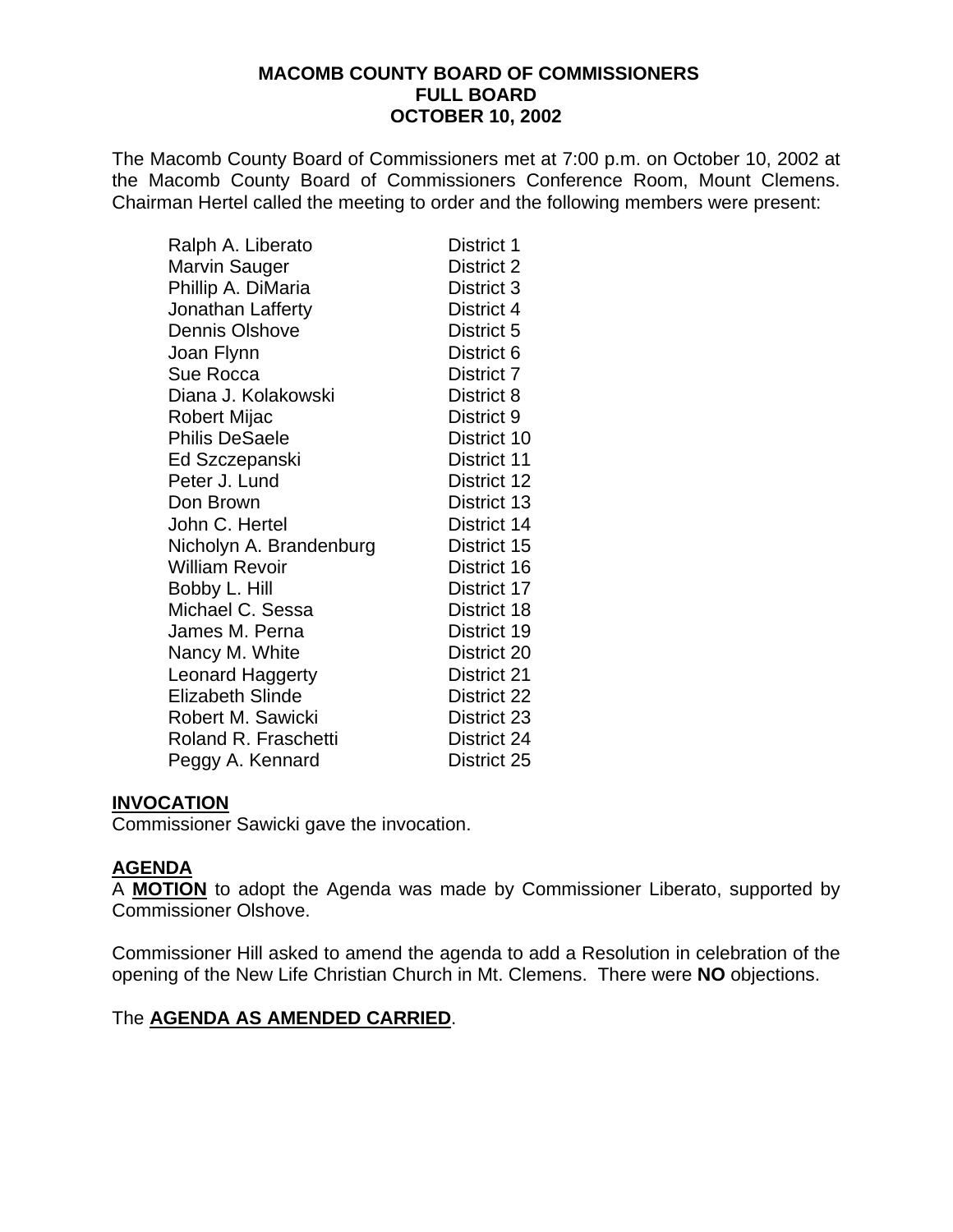**MACOMB COUNTY BOARD OF COMMISSIONERS**
**FULL BOARD**
**OCTOBER 10, 2002**

The Macomb County Board of Commissioners met at 7:00 p.m. on October 10, 2002 at the Macomb County Board of Commissioners Conference Room, Mount Clemens. Chairman Hertel called the meeting to order and the following members were present:

| | |
|---|---|
| Ralph A. Liberato | District 1 |
| Marvin Sauger | District 2 |
| Phillip A. DiMaria | District 3 |
| Jonathan Lafferty | District 4 |
| Dennis Olshove | District 5 |
| Joan Flynn | District 6 |
| Sue Rocca | District 7 |
| Diana J. Kolakowski | District 8 |
| Robert Mijac | District 9 |
| Philis DeSaele | District 10 |
| Ed Szczepanski | District 11 |
| Peter J. Lund | District 12 |
| Don Brown | District 13 |
| John C. Hertel | District 14 |
| Nicholyn A. Brandenburg | District 15 |
| William Revoir | District 16 |
| Bobby L. Hill | District 17 |
| Michael C. Sessa | District 18 |
| James M. Perna | District 19 |
| Nancy M. White | District 20 |
| Leonard Haggerty | District 21 |
| Elizabeth Slinde | District 22 |
| Robert M. Sawicki | District 23 |
| Roland R. Fraschetti | District 24 |
| Peggy A. Kennard | District 25 |

**INVOCATION**
Commissioner Sawicki gave the invocation.

**AGENDA**
A **MOTION** to adopt the Agenda was made by Commissioner Liberato, supported by Commissioner Olshove.

Commissioner Hill asked to amend the agenda to add a Resolution in celebration of the opening of the New Life Christian Church in Mt. Clemens. There were **NO** objections.

The **AGENDA AS AMENDED CARRIED**.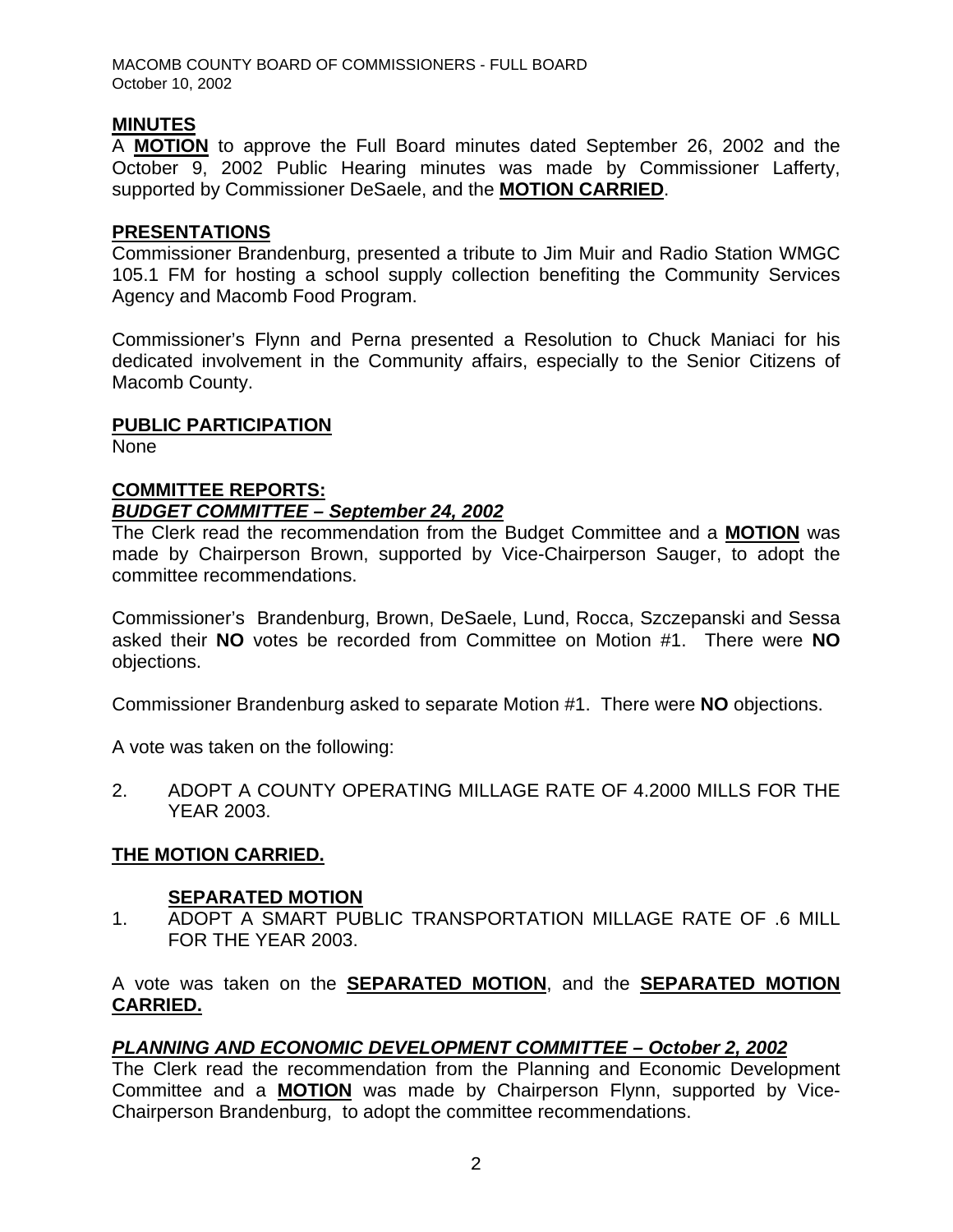**MINUTES**

A **MOTION** to approve the Full Board minutes dated September 26, 2002 and the October 9, 2002 Public Hearing minutes was made by Commissioner Lafferty, supported by Commissioner DeSaele, and the **MOTION CARRIED**.

**PRESENTATIONS**

Commissioner Brandenburg, presented a tribute to Jim Muir and Radio Station WMGC 105.1 FM for hosting a school supply collection benefiting the Community Services Agency and Macomb Food Program.

Commissioner's Flynn and Perna presented a Resolution to Chuck Maniaci for his dedicated involvement in the Community affairs, especially to the Senior Citizens of Macomb County.

**PUBLIC PARTICIPATION**

None

**COMMITTEE REPORTS:**

***BUDGET COMMITTEE – September 24, 2002***

The Clerk read the recommendation from the Budget Committee and a **MOTION** was made by Chairperson Brown, supported by Vice-Chairperson Sauger, to adopt the committee recommendations.

Commissioner's Brandenburg, Brown, DeSaele, Lund, Rocca, Szczepanski and Sessa asked their **NO** votes be recorded from Committee on Motion #1. There were **NO** objections.

Commissioner Brandenburg asked to separate Motion #1. There were **NO** objections.

A vote was taken on the following:

2. ADOPT A COUNTY OPERATING MILLAGE RATE OF 4.2000 MILLS FOR THE YEAR 2003.

**THE MOTION CARRIED.**

**SEPARATED MOTION**

1. ADOPT A SMART PUBLIC TRANSPORTATION MILLAGE RATE OF .6 MILL FOR THE YEAR 2003.

A vote was taken on the **SEPARATED MOTION**, and the **SEPARATED MOTION CARRIED.**

***PLANNING AND ECONOMIC DEVELOPMENT COMMITTEE – October 2, 2002***

The Clerk read the recommendation from the Planning and Economic Development Committee and a **MOTION** was made by Chairperson Flynn, supported by Vice-Chairperson Brandenburg, to adopt the committee recommendations.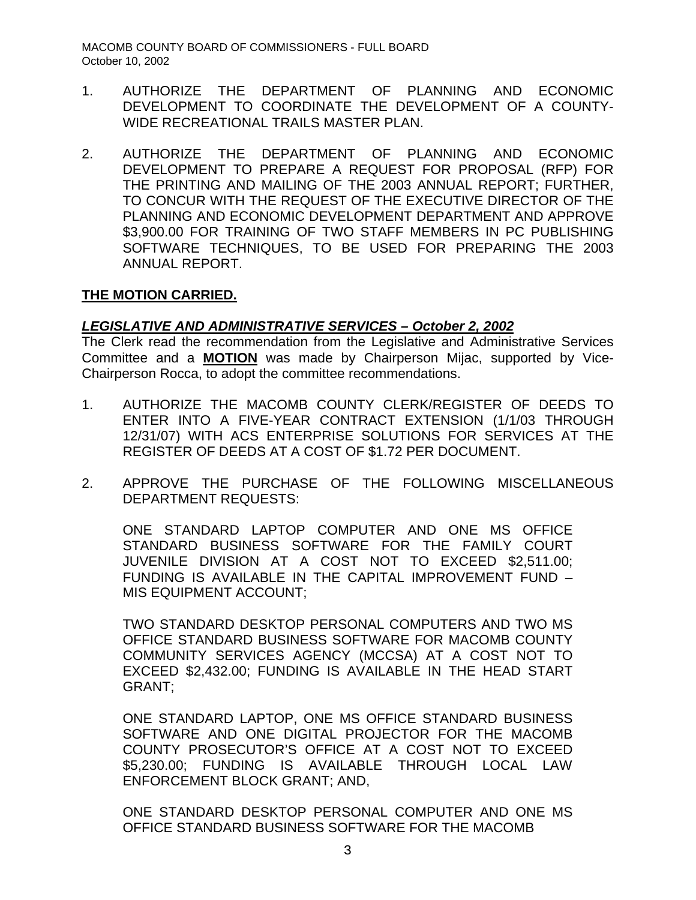1. AUTHORIZE THE DEPARTMENT OF PLANNING AND ECONOMIC DEVELOPMENT TO COORDINATE THE DEVELOPMENT OF A COUNTY-WIDE RECREATIONAL TRAILS MASTER PLAN.

2. AUTHORIZE THE DEPARTMENT OF PLANNING AND ECONOMIC DEVELOPMENT TO PREPARE A REQUEST FOR PROPOSAL (RFP) FOR THE PRINTING AND MAILING OF THE 2003 ANNUAL REPORT; FURTHER, TO CONCUR WITH THE REQUEST OF THE EXECUTIVE DIRECTOR OF THE PLANNING AND ECONOMIC DEVELOPMENT DEPARTMENT AND APPROVE \$3,900.00 FOR TRAINING OF TWO STAFF MEMBERS IN PC PUBLISHING SOFTWARE TECHNIQUES, TO BE USED FOR PREPARING THE 2003 ANNUAL REPORT.

**THE MOTION CARRIED.**

***LEGISLATIVE AND ADMINISTRATIVE SERVICES – October 2, 2002***

The Clerk read the recommendation from the Legislative and Administrative Services Committee and a **MOTION** was made by Chairperson Mijac, supported by Vice-Chairperson Rocca, to adopt the committee recommendations.

1. AUTHORIZE THE MACOMB COUNTY CLERK/REGISTER OF DEEDS TO ENTER INTO A FIVE-YEAR CONTRACT EXTENSION (1/1/03 THROUGH 12/31/07) WITH ACS ENTERPRISE SOLUTIONS FOR SERVICES AT THE REGISTER OF DEEDS AT A COST OF \$1.72 PER DOCUMENT.

2. APPROVE THE PURCHASE OF THE FOLLOWING MISCELLANEOUS DEPARTMENT REQUESTS:

   ONE STANDARD LAPTOP COMPUTER AND ONE MS OFFICE STANDARD BUSINESS SOFTWARE FOR THE FAMILY COURT JUVENILE DIVISION AT A COST NOT TO EXCEED \$2,511.00; FUNDING IS AVAILABLE IN THE CAPITAL IMPROVEMENT FUND – MIS EQUIPMENT ACCOUNT;

   TWO STANDARD DESKTOP PERSONAL COMPUTERS AND TWO MS OFFICE STANDARD BUSINESS SOFTWARE FOR MACOMB COUNTY COMMUNITY SERVICES AGENCY (MCCSA) AT A COST NOT TO EXCEED \$2,432.00; FUNDING IS AVAILABLE IN THE HEAD START GRANT;

   ONE STANDARD LAPTOP, ONE MS OFFICE STANDARD BUSINESS SOFTWARE AND ONE DIGITAL PROJECTOR FOR THE MACOMB COUNTY PROSECUTOR'S OFFICE AT A COST NOT TO EXCEED \$5,230.00; FUNDING IS AVAILABLE THROUGH LOCAL LAW ENFORCEMENT BLOCK GRANT; AND,

   ONE STANDARD DESKTOP PERSONAL COMPUTER AND ONE MS OFFICE STANDARD BUSINESS SOFTWARE FOR THE MACOMB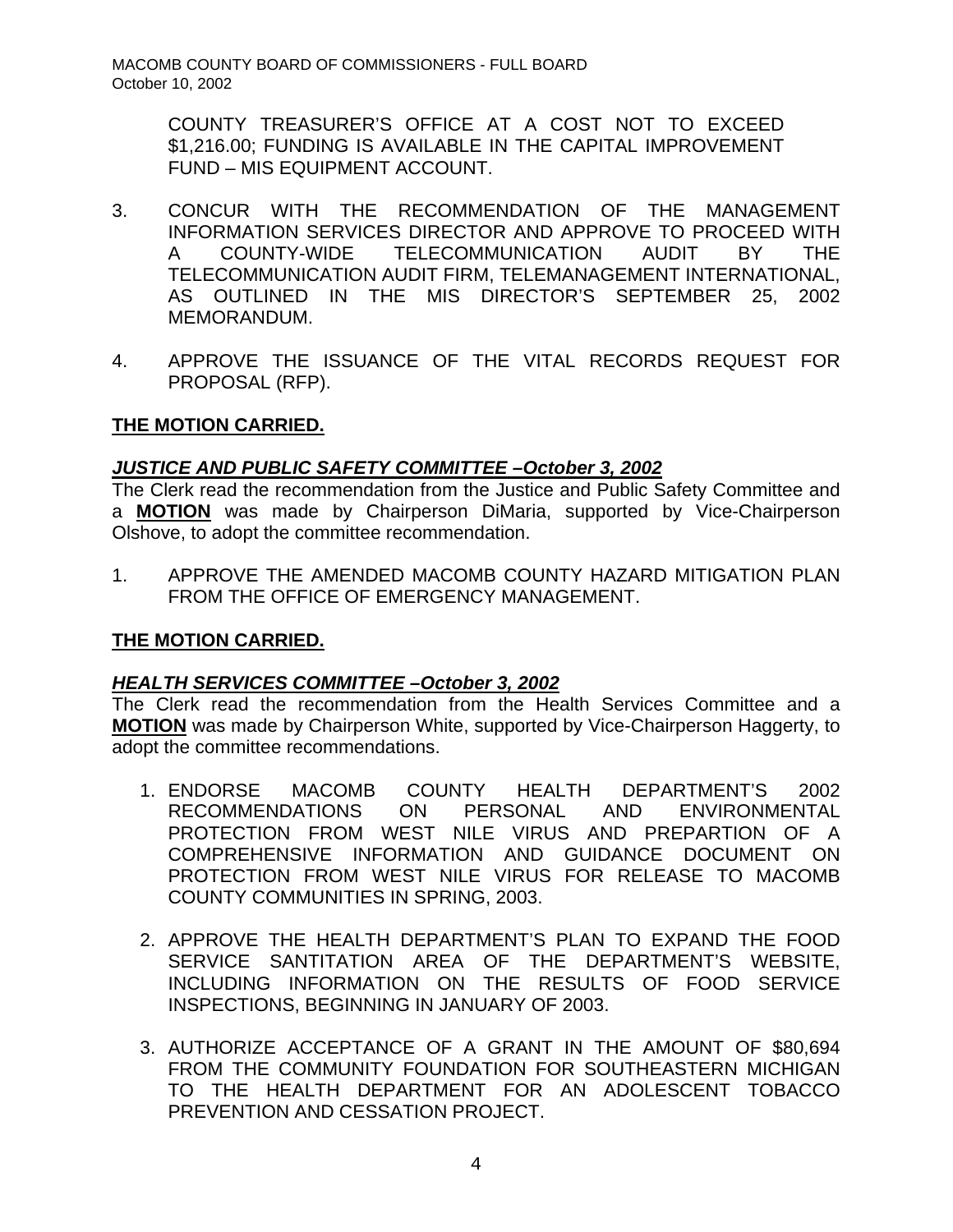COUNTY TREASURER'S OFFICE AT A COST NOT TO EXCEED $1,216.00; FUNDING IS AVAILABLE IN THE CAPITAL IMPROVEMENT FUND – MIS EQUIPMENT ACCOUNT.

3. CONCUR WITH THE RECOMMENDATION OF THE MANAGEMENT INFORMATION SERVICES DIRECTOR AND APPROVE TO PROCEED WITH A COUNTY-WIDE TELECOMMUNICATION AUDIT BY THE TELECOMMUNICATION AUDIT FIRM, TELEMANAGEMENT INTERNATIONAL, AS OUTLINED IN THE MIS DIRECTOR'S SEPTEMBER 25, 2002 MEMORANDUM.

4. APPROVE THE ISSUANCE OF THE VITAL RECORDS REQUEST FOR PROPOSAL (RFP).

**THE MOTION CARRIED.**

***JUSTICE AND PUBLIC SAFETY COMMITTEE –October 3, 2002***

The Clerk read the recommendation from the Justice and Public Safety Committee and a **MOTION** was made by Chairperson DiMaria, supported by Vice-Chairperson Olshove, to adopt the committee recommendation.

1. APPROVE THE AMENDED MACOMB COUNTY HAZARD MITIGATION PLAN FROM THE OFFICE OF EMERGENCY MANAGEMENT.

**THE MOTION CARRIED.**

***HEALTH SERVICES COMMITTEE –October 3, 2002***

The Clerk read the recommendation from the Health Services Committee and a **MOTION** was made by Chairperson White, supported by Vice-Chairperson Haggerty, to adopt the committee recommendations.

1. ENDORSE MACOMB COUNTY HEALTH DEPARTMENT'S 2002 RECOMMENDATIONS ON PERSONAL AND ENVIRONMENTAL PROTECTION FROM WEST NILE VIRUS AND PREPARTION OF A COMPREHENSIVE INFORMATION AND GUIDANCE DOCUMENT ON PROTECTION FROM WEST NILE VIRUS FOR RELEASE TO MACOMB COUNTY COMMUNITIES IN SPRING, 2003.

2. APPROVE THE HEALTH DEPARTMENT'S PLAN TO EXPAND THE FOOD SERVICE SANTITATION AREA OF THE DEPARTMENT'S WEBSITE, INCLUDING INFORMATION ON THE RESULTS OF FOOD SERVICE INSPECTIONS, BEGINNING IN JANUARY OF 2003.

3. AUTHORIZE ACCEPTANCE OF A GRANT IN THE AMOUNT OF $80,694 FROM THE COMMUNITY FOUNDATION FOR SOUTHEASTERN MICHIGAN TO THE HEALTH DEPARTMENT FOR AN ADOLESCENT TOBACCO PREVENTION AND CESSATION PROJECT.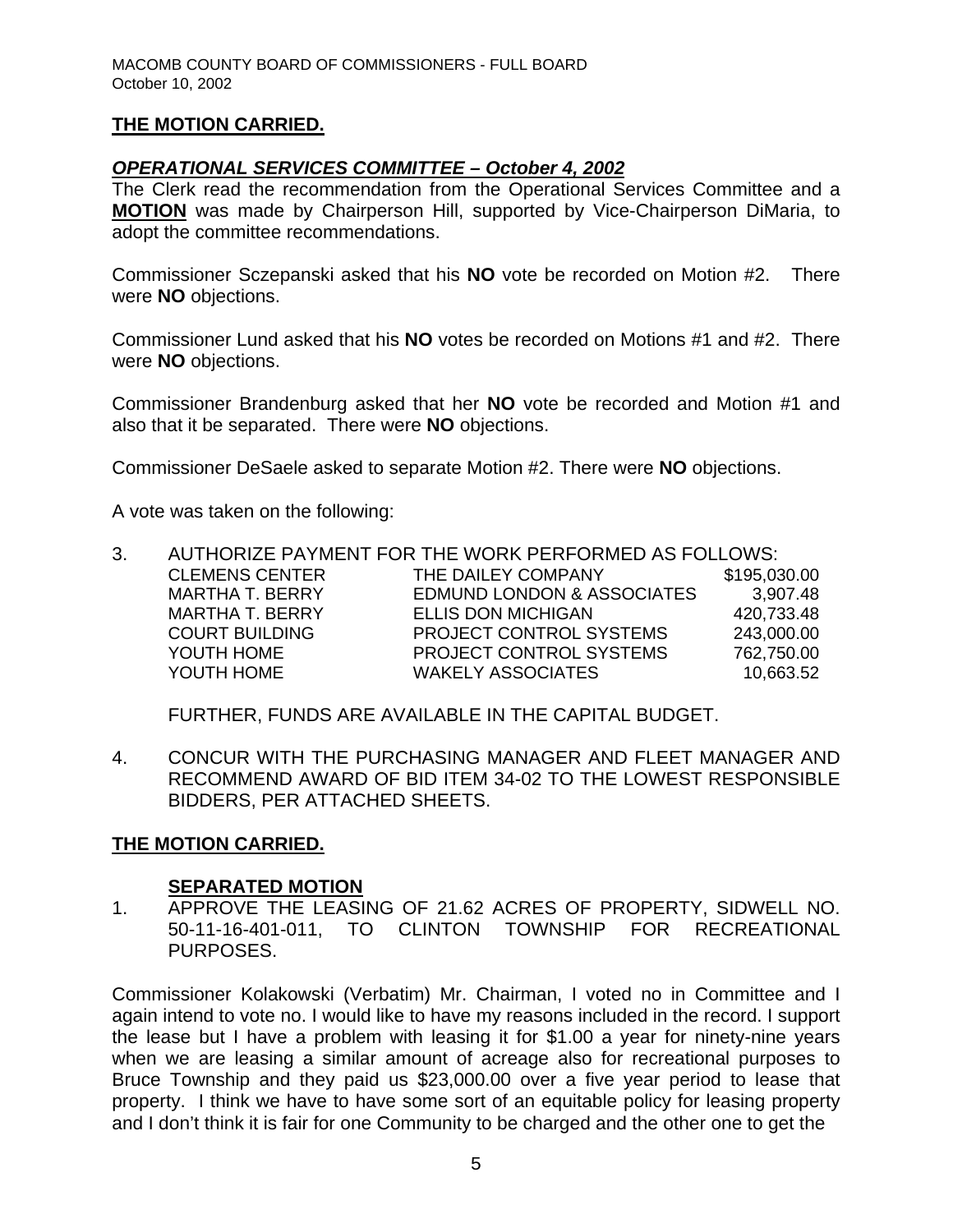**THE MOTION CARRIED.**

***OPERATIONAL SERVICES COMMITTEE – October 4, 2002***

The Clerk read the recommendation from the Operational Services Committee and a **MOTION** was made by Chairperson Hill, supported by Vice-Chairperson DiMaria, to adopt the committee recommendations.

Commissioner Sczepanski asked that his **NO** vote be recorded on Motion #2. There were **NO** objections.

Commissioner Lund asked that his **NO** votes be recorded on Motions #1 and #2. There were **NO** objections.

Commissioner Brandenburg asked that her **NO** vote be recorded and Motion #1 and also that it be separated. There were **NO** objections.

Commissioner DeSaele asked to separate Motion #2. There were **NO** objections.

A vote was taken on the following:

3. AUTHORIZE PAYMENT FOR THE WORK PERFORMED AS FOLLOWS:

| | | |
|---|---|---|
| CLEMENS CENTER | THE DAILEY COMPANY | $195,030.00 |
| MARTHA T. BERRY | EDMUND LONDON & ASSOCIATES | 3,907.48 |
| MARTHA T. BERRY | ELLIS DON MICHIGAN | 420,733.48 |
| COURT BUILDING | PROJECT CONTROL SYSTEMS | 243,000.00 |
| YOUTH HOME | PROJECT CONTROL SYSTEMS | 762,750.00 |
| YOUTH HOME | WAKELY ASSOCIATES | 10,663.52 |

FURTHER, FUNDS ARE AVAILABLE IN THE CAPITAL BUDGET.

4. CONCUR WITH THE PURCHASING MANAGER AND FLEET MANAGER AND RECOMMEND AWARD OF BID ITEM 34-02 TO THE LOWEST RESPONSIBLE BIDDERS, PER ATTACHED SHEETS.

**THE MOTION CARRIED.**

**SEPARATED MOTION**

1. APPROVE THE LEASING OF 21.62 ACRES OF PROPERTY, SIDWELL NO. 50-11-16-401-011, TO CLINTON TOWNSHIP FOR RECREATIONAL PURPOSES.

Commissioner Kolakowski (Verbatim) Mr. Chairman, I voted no in Committee and I again intend to vote no. I would like to have my reasons included in the record. I support the lease but I have a problem with leasing it for $1.00 a year for ninety-nine years when we are leasing a similar amount of acreage also for recreational purposes to Bruce Township and they paid us $23,000.00 over a five year period to lease that property. I think we have to have some sort of an equitable policy for leasing property and I don't think it is fair for one Community to be charged and the other one to get the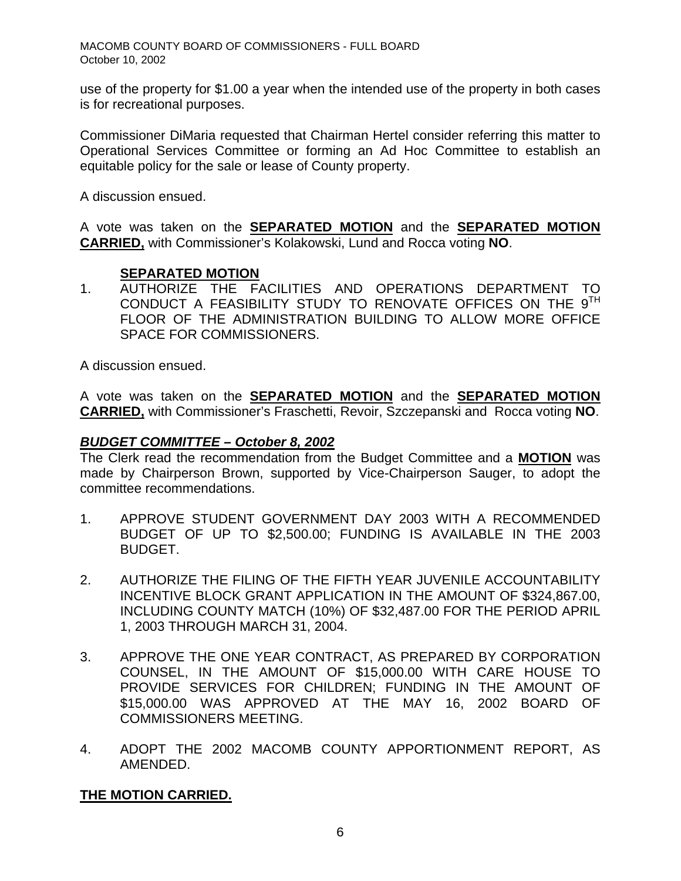use of the property for $1.00 a year when the intended use of the property in both cases is for recreational purposes.

Commissioner DiMaria requested that Chairman Hertel consider referring this matter to Operational Services Committee or forming an Ad Hoc Committee to establish an equitable policy for the sale or lease of County property.

A discussion ensued.

A vote was taken on the **SEPARATED MOTION** and the **SEPARATED MOTION CARRIED,** with Commissioner's Kolakowski, Lund and Rocca voting **NO**.

**SEPARATED MOTION**

1. AUTHORIZE THE FACILITIES AND OPERATIONS DEPARTMENT TO CONDUCT A FEASIBILITY STUDY TO RENOVATE OFFICES ON THE 9TH FLOOR OF THE ADMINISTRATION BUILDING TO ALLOW MORE OFFICE SPACE FOR COMMISSIONERS.

A discussion ensued.

A vote was taken on the **SEPARATED MOTION** and the **SEPARATED MOTION CARRIED,** with Commissioner's Fraschetti, Revoir, Szczepanski and Rocca voting **NO**.

***BUDGET COMMITTEE – October 8, 2002***

The Clerk read the recommendation from the Budget Committee and a **MOTION** was made by Chairperson Brown, supported by Vice-Chairperson Sauger, to adopt the committee recommendations.

1. APPROVE STUDENT GOVERNMENT DAY 2003 WITH A RECOMMENDED BUDGET OF UP TO $2,500.00; FUNDING IS AVAILABLE IN THE 2003 BUDGET.

2. AUTHORIZE THE FILING OF THE FIFTH YEAR JUVENILE ACCOUNTABILITY INCENTIVE BLOCK GRANT APPLICATION IN THE AMOUNT OF $324,867.00, INCLUDING COUNTY MATCH (10%) OF $32,487.00 FOR THE PERIOD APRIL 1, 2003 THROUGH MARCH 31, 2004.

3. APPROVE THE ONE YEAR CONTRACT, AS PREPARED BY CORPORATION COUNSEL, IN THE AMOUNT OF $15,000.00 WITH CARE HOUSE TO PROVIDE SERVICES FOR CHILDREN; FUNDING IN THE AMOUNT OF $15,000.00 WAS APPROVED AT THE MAY 16, 2002 BOARD OF COMMISSIONERS MEETING.

4. ADOPT THE 2002 MACOMB COUNTY APPORTIONMENT REPORT, AS AMENDED.

**THE MOTION CARRIED.**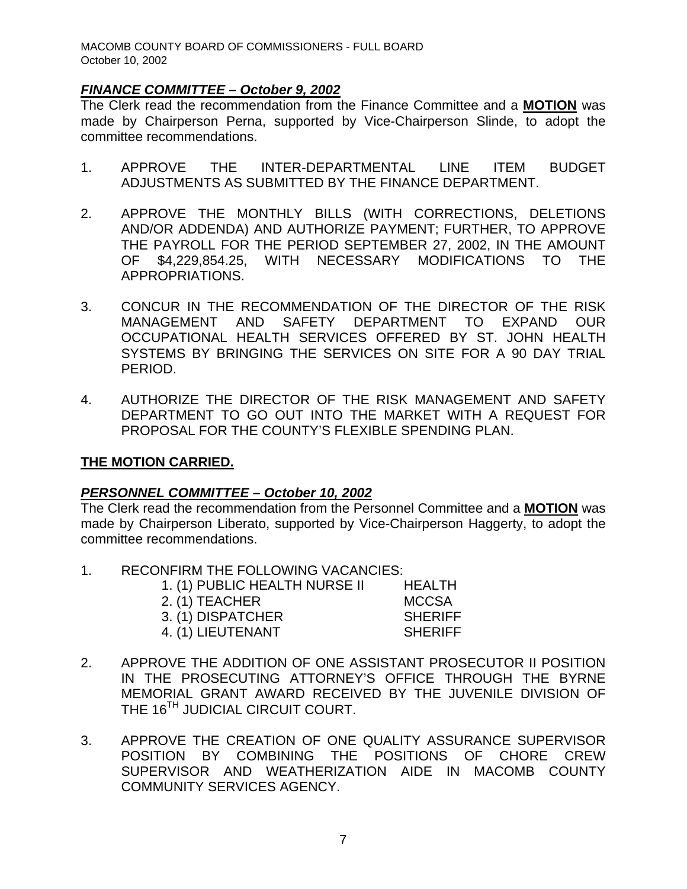### ***FINANCE COMMITTEE – October 9, 2002***

The Clerk read the recommendation from the Finance Committee and a **MOTION** was made by Chairperson Perna, supported by Vice-Chairperson Slinde, to adopt the committee recommendations.

1. APPROVE THE INTER-DEPARTMENTAL LINE ITEM BUDGET ADJUSTMENTS AS SUBMITTED BY THE FINANCE DEPARTMENT.

2. APPROVE THE MONTHLY BILLS (WITH CORRECTIONS, DELETIONS AND/OR ADDENDA) AND AUTHORIZE PAYMENT; FURTHER, TO APPROVE THE PAYROLL FOR THE PERIOD SEPTEMBER 27, 2002, IN THE AMOUNT OF $4,229,854.25, WITH NECESSARY MODIFICATIONS TO THE APPROPRIATIONS.

3. CONCUR IN THE RECOMMENDATION OF THE DIRECTOR OF THE RISK MANAGEMENT AND SAFETY DEPARTMENT TO EXPAND OUR OCCUPATIONAL HEALTH SERVICES OFFERED BY ST. JOHN HEALTH SYSTEMS BY BRINGING THE SERVICES ON SITE FOR A 90 DAY TRIAL PERIOD.

4. AUTHORIZE THE DIRECTOR OF THE RISK MANAGEMENT AND SAFETY DEPARTMENT TO GO OUT INTO THE MARKET WITH A REQUEST FOR PROPOSAL FOR THE COUNTY'S FLEXIBLE SPENDING PLAN.

**THE MOTION CARRIED.**

### ***PERSONNEL COMMITTEE – October 10, 2002***

The Clerk read the recommendation from the Personnel Committee and a **MOTION** was made by Chairperson Liberato, supported by Vice-Chairperson Haggerty, to adopt the committee recommendations.

1. RECONFIRM THE FOLLOWING VACANCIES:

| | |
|---|---|
| 1. (1) PUBLIC HEALTH NURSE II | HEALTH |
| 2. (1) TEACHER | MCCSA |
| 3. (1) DISPATCHER | SHERIFF |
| 4. (1) LIEUTENANT | SHERIFF |

2. APPROVE THE ADDITION OF ONE ASSISTANT PROSECUTOR II POSITION IN THE PROSECUTING ATTORNEY'S OFFICE THROUGH THE BYRNE MEMORIAL GRANT AWARD RECEIVED BY THE JUVENILE DIVISION OF THE 16TH JUDICIAL CIRCUIT COURT.

3. APPROVE THE CREATION OF ONE QUALITY ASSURANCE SUPERVISOR POSITION BY COMBINING THE POSITIONS OF CHORE CREW SUPERVISOR AND WEATHERIZATION AIDE IN MACOMB COUNTY COMMUNITY SERVICES AGENCY.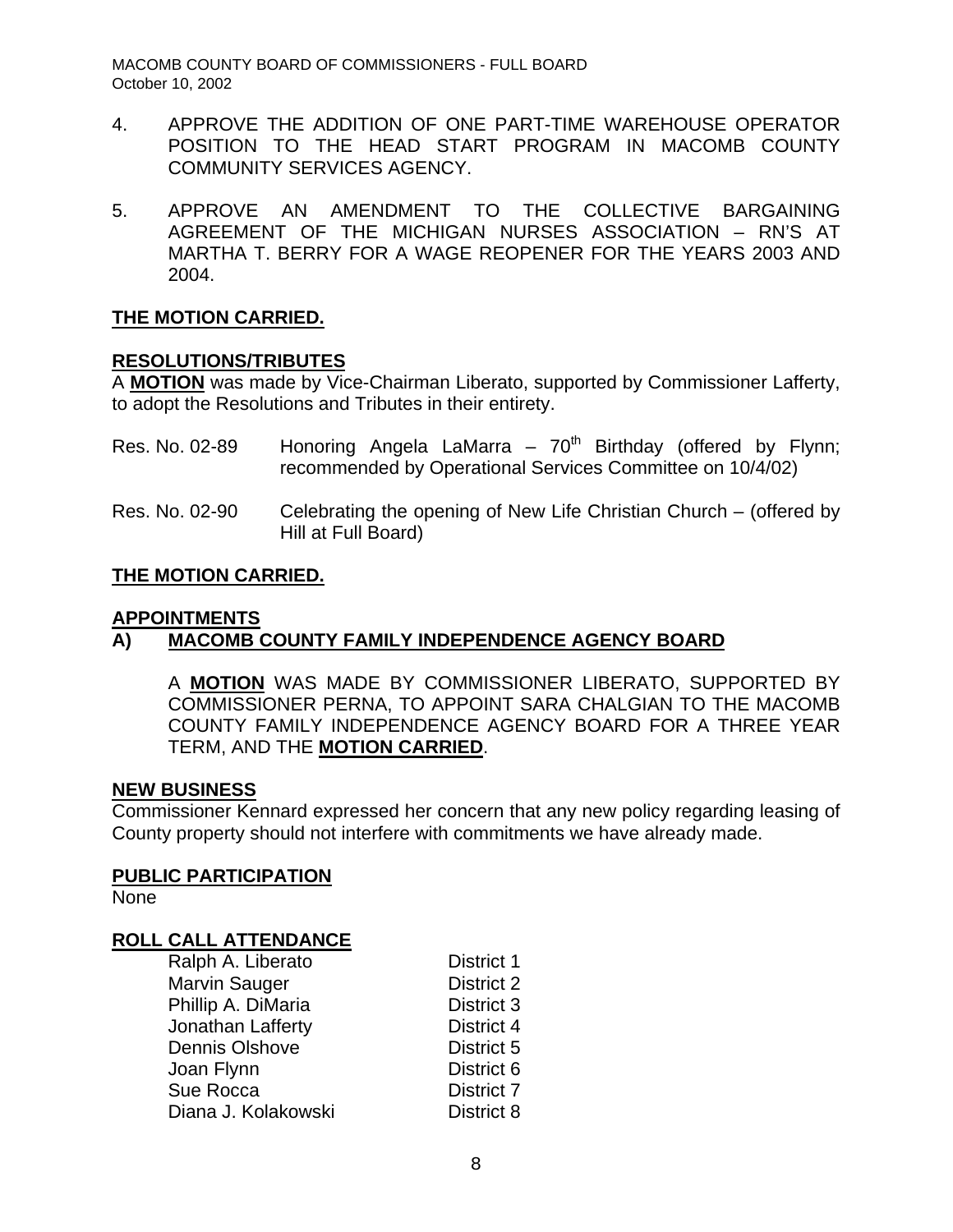4. APPROVE THE ADDITION OF ONE PART-TIME WAREHOUSE OPERATOR POSITION TO THE HEAD START PROGRAM IN MACOMB COUNTY COMMUNITY SERVICES AGENCY.

5. APPROVE AN AMENDMENT TO THE COLLECTIVE BARGAINING AGREEMENT OF THE MICHIGAN NURSES ASSOCIATION – RN'S AT MARTHA T. BERRY FOR A WAGE REOPENER FOR THE YEARS 2003 AND 2004.

**THE MOTION CARRIED.**

**RESOLUTIONS/TRIBUTES**

A **MOTION** was made by Vice-Chairman Liberato, supported by Commissioner Lafferty, to adopt the Resolutions and Tributes in their entirety.

Res. No. 02-89 Honoring Angela LaMarra – 70th Birthday (offered by Flynn; recommended by Operational Services Committee on 10/4/02)

Res. No. 02-90 Celebrating the opening of New Life Christian Church – (offered by Hill at Full Board)

**THE MOTION CARRIED.**

**APPOINTMENTS**

**A) MACOMB COUNTY FAMILY INDEPENDENCE AGENCY BOARD**

A **MOTION** WAS MADE BY COMMISSIONER LIBERATO, SUPPORTED BY COMMISSIONER PERNA, TO APPOINT SARA CHALGIAN TO THE MACOMB COUNTY FAMILY INDEPENDENCE AGENCY BOARD FOR A THREE YEAR TERM, AND THE **MOTION CARRIED**.

**NEW BUSINESS**

Commissioner Kennard expressed her concern that any new policy regarding leasing of County property should not interfere with commitments we have already made.

**PUBLIC PARTICIPATION**

None

**ROLL CALL ATTENDANCE**

| | |
|---|---|
| Ralph A. Liberato | District 1 |
| Marvin Sauger | District 2 |
| Phillip A. DiMaria | District 3 |
| Jonathan Lafferty | District 4 |
| Dennis Olshove | District 5 |
| Joan Flynn | District 6 |
| Sue Rocca | District 7 |
| Diana J. Kolakowski | District 8 |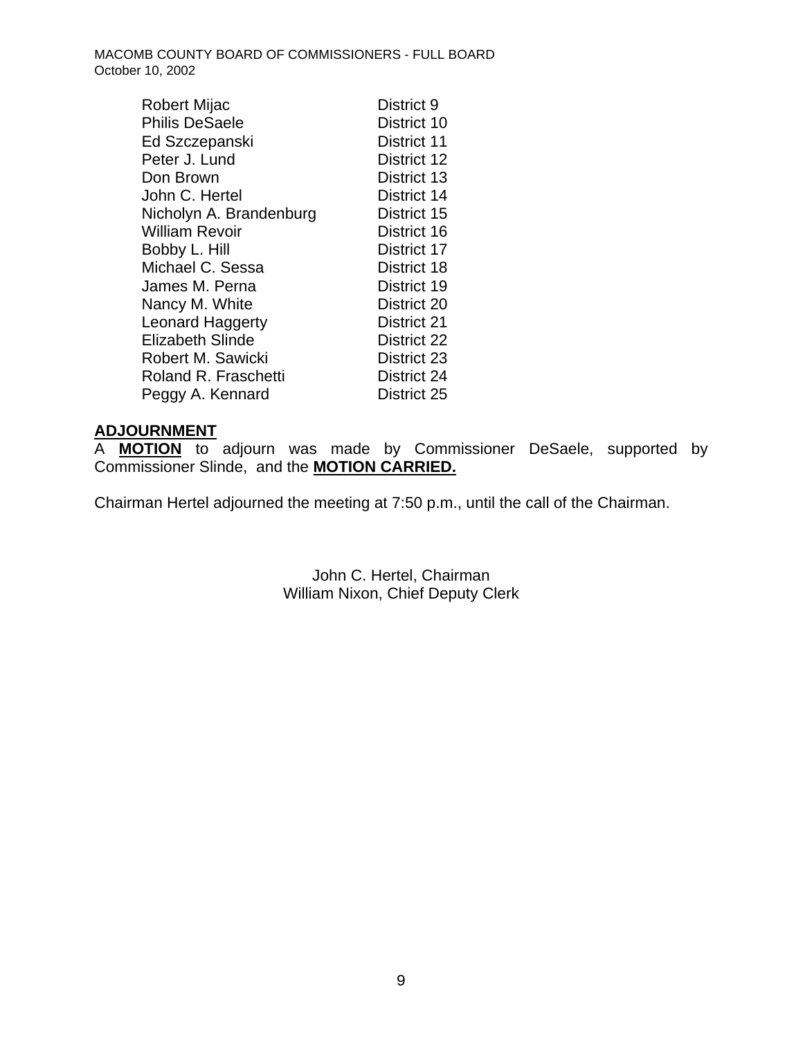| | |
|---|---|
| Robert Mijac | District 9 |
| Philis DeSaele | District 10 |
| Ed Szczepanski | District 11 |
| Peter J. Lund | District 12 |
| Don Brown | District 13 |
| John C. Hertel | District 14 |
| Nicholyn A. Brandenburg | District 15 |
| William Revoir | District 16 |
| Bobby L. Hill | District 17 |
| Michael C. Sessa | District 18 |
| James M. Perna | District 19 |
| Nancy M. White | District 20 |
| Leonard Haggerty | District 21 |
| Elizabeth Slinde | District 22 |
| Robert M. Sawicki | District 23 |
| Roland R. Fraschetti | District 24 |
| Peggy A. Kennard | District 25 |

**ADJOURNMENT**

A **MOTION** to adjourn was made by Commissioner DeSaele, supported by Commissioner Slinde, and the **MOTION CARRIED.**

Chairman Hertel adjourned the meeting at 7:50 p.m., until the call of the Chairman.

John C. Hertel, Chairman
William Nixon, Chief Deputy Clerk